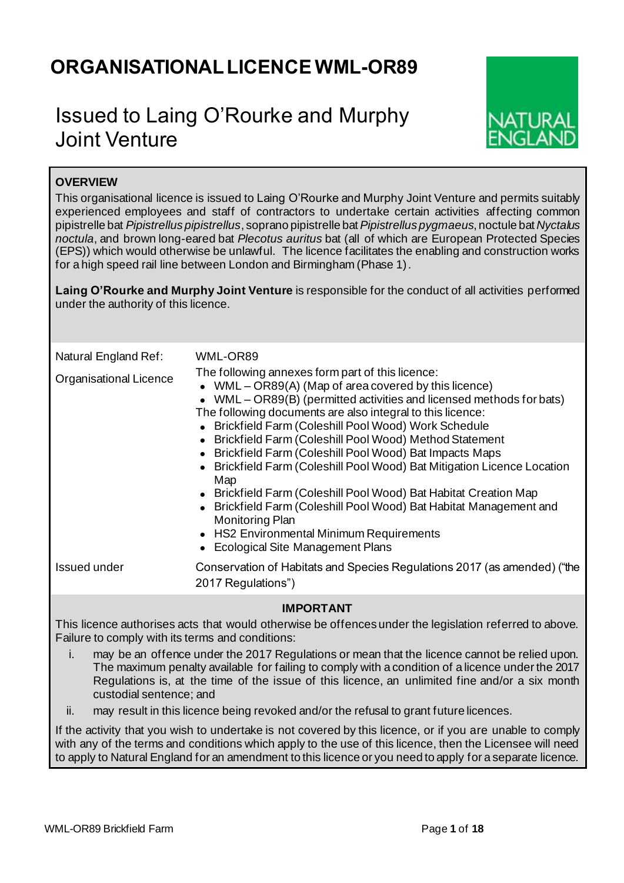# ORGANISATIONAL LICENCE WML-OR89

## Issued to Laing O'Rourke and Murphy Joint Venture

NATURAL ENGLAND

**OVERVIEW**

This organisational licence is issued to Laing O'Rourke and Murphy Joint Venture and permits suitably experienced employees and staff of contractors to undertake certain activities affecting common pipistrelle bat *Pipistrellus pipistrellus*, soprano pipistrelle bat *Pipistrellus pygmaeus*, noctule bat *Nyctalus noctula*, and brown long-eared bat *Plecotus auritus* bat (all of which are European Protected Species (EPS)) which would otherwise be unlawful. The licence facilitates the enabling and construction works for a high speed rail line between London and Birmingham (Phase 1).

**Laing O'Rourke and Murphy Joint Venture** is responsible for the conduct of all activities performed under the authority of this licence.

| | |
|---|---|
| Natural England Ref: | WML-OR89 |
| Organisational Licence | The following annexes form part of this licence:<br>• WML – OR89(A) (Map of area covered by this licence)<br>• WML – OR89(B) (permitted activities and licensed methods for bats)<br>The following documents are also integral to this licence:<br>• Brickfield Farm (Coleshill Pool Wood) Work Schedule<br>• Brickfield Farm (Coleshill Pool Wood) Method Statement<br>• Brickfield Farm (Coleshill Pool Wood) Bat Impacts Maps<br>• Brickfield Farm (Coleshill Pool Wood) Bat Mitigation Licence Location Map<br>• Brickfield Farm (Coleshill Pool Wood) Bat Habitat Creation Map<br>• Brickfield Farm (Coleshill Pool Wood) Bat Habitat Management and Monitoring Plan<br>• HS2 Environmental Minimum Requirements<br>• Ecological Site Management Plans |
| Issued under | Conservation of Habitats and Species Regulations 2017 (as amended) ("the 2017 Regulations") |

**IMPORTANT**

This licence authorises acts that would otherwise be offences under the legislation referred to above. Failure to comply with its terms and conditions:

i. may be an offence under the 2017 Regulations or mean that the licence cannot be relied upon. The maximum penalty available for failing to comply with a condition of a licence under the 2017 Regulations is, at the time of the issue of this licence, an unlimited fine and/or a six month custodial sentence; and

ii. may result in this licence being revoked and/or the refusal to grant future licences.

If the activity that you wish to undertake is not covered by this licence, or if you are unable to comply with any of the terms and conditions which apply to the use of this licence, then the Licensee will need to apply to Natural England for an amendment to this licence or you need to apply for a separate licence.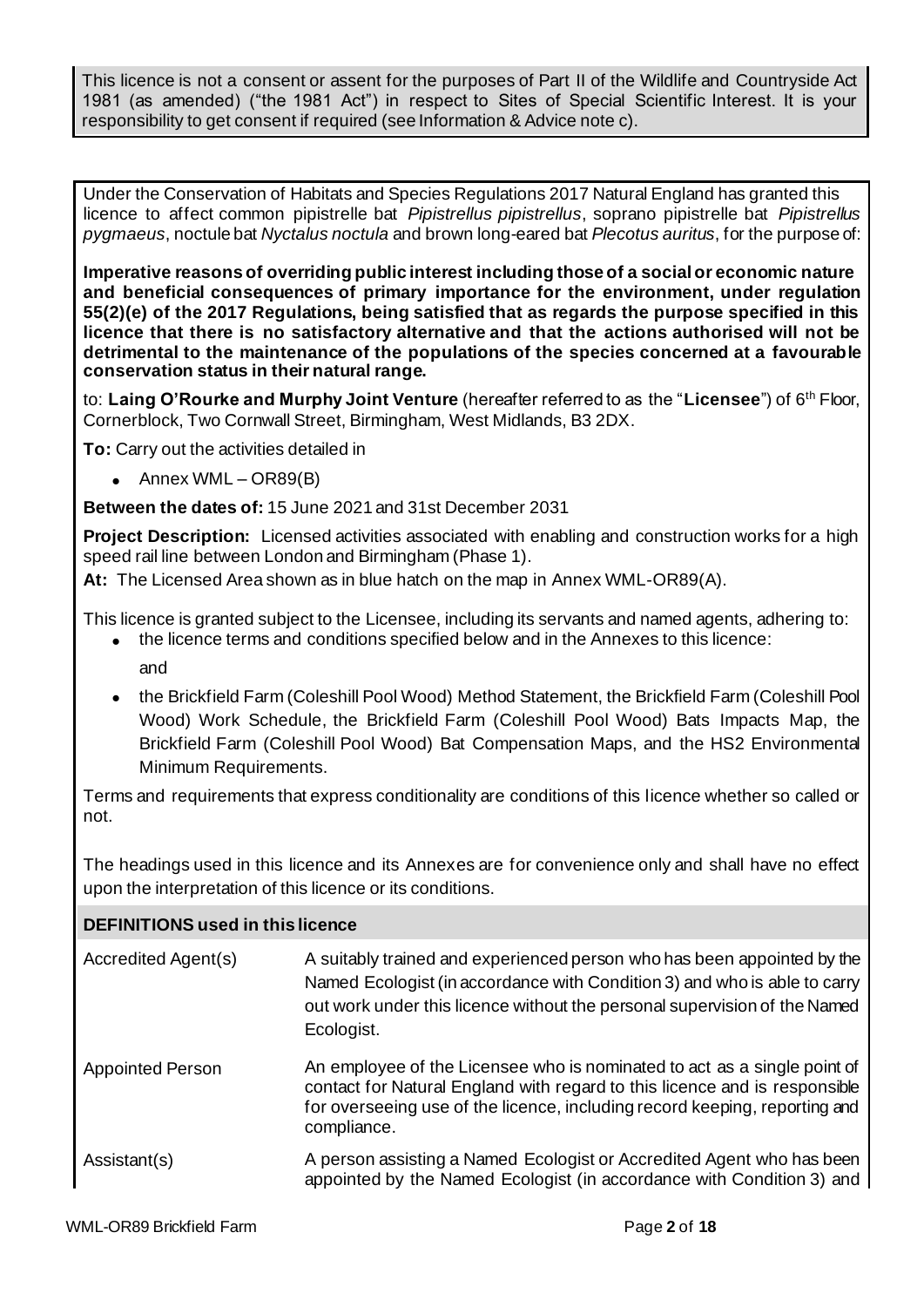This licence is not a consent or assent for the purposes of Part II of the Wildlife and Countryside Act 1981 (as amended) ("the 1981 Act") in respect to Sites of Special Scientific Interest. It is your responsibility to get consent if required (see Information & Advice note c).

Under the Conservation of Habitats and Species Regulations 2017 Natural England has granted this licence to affect common pipistrelle bat *Pipistrellus pipistrellus*, soprano pipistrelle bat *Pipistrellus pygmaeus*, noctule bat *Nyctalus noctula* and brown long-eared bat *Plecotus auritus*, for the purpose of:

**Imperative reasons of overriding public interest including those of a social or economic nature and beneficial consequences of primary importance for the environment, under regulation 55(2)(e) of the 2017 Regulations, being satisfied that as regards the purpose specified in this licence that there is no satisfactory alternative and that the actions authorised will not be detrimental to the maintenance of the populations of the species concerned at a favourable conservation status in their natural range.**

to: **Laing O'Rourke and Murphy Joint Venture** (hereafter referred to as the "**Licensee**") of 6th Floor, Cornerblock, Two Cornwall Street, Birmingham, West Midlands, B3 2DX.

**To:** Carry out the activities detailed in

- Annex WML – OR89(B)

**Between the dates of:** 15 June 2021 and 31st December 2031

**Project Description:** Licensed activities associated with enabling and construction works for a high speed rail line between London and Birmingham (Phase 1).

**At:** The Licensed Area shown as in blue hatch on the map in Annex WML-OR89(A).

This licence is granted subject to the Licensee, including its servants and named agents, adhering to:

- the licence terms and conditions specified below and in the Annexes to this licence:

  and

- the Brickfield Farm (Coleshill Pool Wood) Method Statement, the Brickfield Farm (Coleshill Pool Wood) Work Schedule, the Brickfield Farm (Coleshill Pool Wood) Bats Impacts Map, the Brickfield Farm (Coleshill Pool Wood) Bat Compensation Maps, and the HS2 Environmental Minimum Requirements.

Terms and requirements that express conditionality are conditions of this licence whether so called or not.

The headings used in this licence and its Annexes are for convenience only and shall have no effect upon the interpretation of this licence or its conditions.

## DEFINITIONS used in this licence

| | |
|---|---|
| Accredited Agent(s) | A suitably trained and experienced person who has been appointed by the Named Ecologist (in accordance with Condition 3) and who is able to carry out work under this licence without the personal supervision of the Named Ecologist. |
| Appointed Person | An employee of the Licensee who is nominated to act as a single point of contact for Natural England with regard to this licence and is responsible for overseeing use of the licence, including record keeping, reporting and compliance. |
| Assistant(s) | A person assisting a Named Ecologist or Accredited Agent who has been appointed by the Named Ecologist (in accordance with Condition 3) and |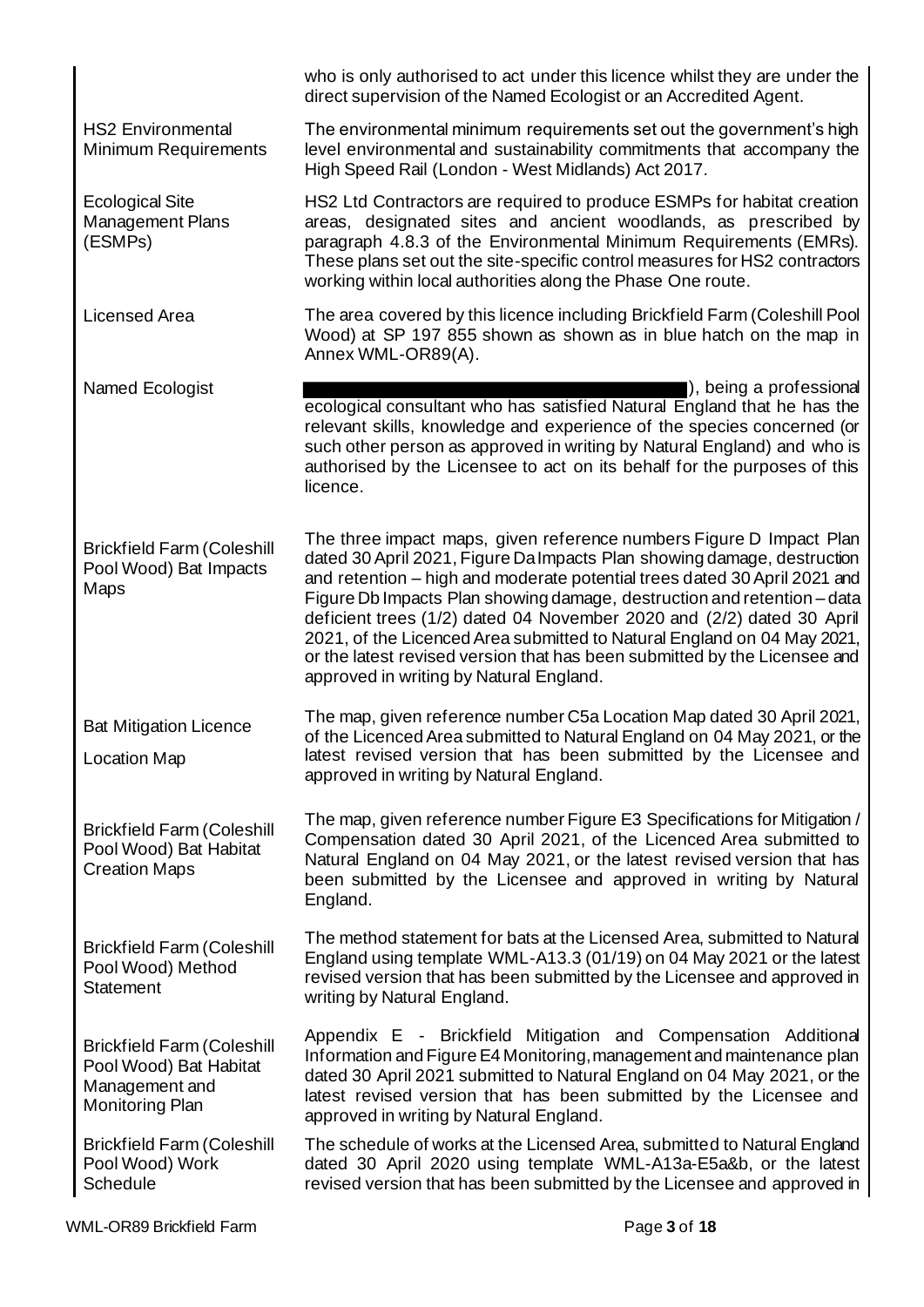| | |
|---|---|
| | who is only authorised to act under this licence whilst they are under the direct supervision of the Named Ecologist or an Accredited Agent. |
| HS2 Environmental Minimum Requirements | The environmental minimum requirements set out the government's high level environmental and sustainability commitments that accompany the High Speed Rail (London - West Midlands) Act 2017. |
| Ecological Site Management Plans (ESMPs) | HS2 Ltd Contractors are required to produce ESMPs for habitat creation areas, designated sites and ancient woodlands, as prescribed by paragraph 4.8.3 of the Environmental Minimum Requirements (EMRs). These plans set out the site-specific control measures for HS2 contractors working within local authorities along the Phase One route. |
| Licensed Area | The area covered by this licence including Brickfield Farm (Coleshill Pool Wood) at SP 197 855 shown as shown as in blue hatch on the map in Annex WML-OR89(A). |
| Named Ecologist | ), being a professional ecological consultant who has satisfied Natural England that he has the relevant skills, knowledge and experience of the species concerned (or such other person as approved in writing by Natural England) and who is authorised by the Licensee to act on its behalf for the purposes of this licence. |
| Brickfield Farm (Coleshill Pool Wood) Bat Impacts Maps | The three impact maps, given reference numbers Figure D Impact Plan dated 30 April 2021, Figure Da Impacts Plan showing damage, destruction and retention – high and moderate potential trees dated 30 April 2021 and Figure Db Impacts Plan showing damage, destruction and retention – data deficient trees (1/2) dated 04 November 2020 and (2/2) dated 30 April 2021, of the Licenced Area submitted to Natural England on 04 May 2021, or the latest revised version that has been submitted by the Licensee and approved in writing by Natural England. |
| Bat Mitigation Licence Location Map | The map, given reference number C5a Location Map dated 30 April 2021, of the Licenced Area submitted to Natural England on 04 May 2021, or the latest revised version that has been submitted by the Licensee and approved in writing by Natural England. |
| Brickfield Farm (Coleshill Pool Wood) Bat Habitat Creation Maps | The map, given reference number Figure E3 Specifications for Mitigation / Compensation dated 30 April 2021, of the Licenced Area submitted to Natural England on 04 May 2021, or the latest revised version that has been submitted by the Licensee and approved in writing by Natural England. |
| Brickfield Farm (Coleshill Pool Wood) Method Statement | The method statement for bats at the Licensed Area, submitted to Natural England using template WML-A13.3 (01/19) on 04 May 2021 or the latest revised version that has been submitted by the Licensee and approved in writing by Natural England. |
| Brickfield Farm (Coleshill Pool Wood) Bat Habitat Management and Monitoring Plan | Appendix E - Brickfield Mitigation and Compensation Additional Information and Figure E4 Monitoring, management and maintenance plan dated 30 April 2021 submitted to Natural England on 04 May 2021, or the latest revised version that has been submitted by the Licensee and approved in writing by Natural England. |
| Brickfield Farm (Coleshill Pool Wood) Work Schedule | The schedule of works at the Licensed Area, submitted to Natural England dated 30 April 2020 using template WML-A13a-E5a&b, or the latest revised version that has been submitted by the Licensee and approved in |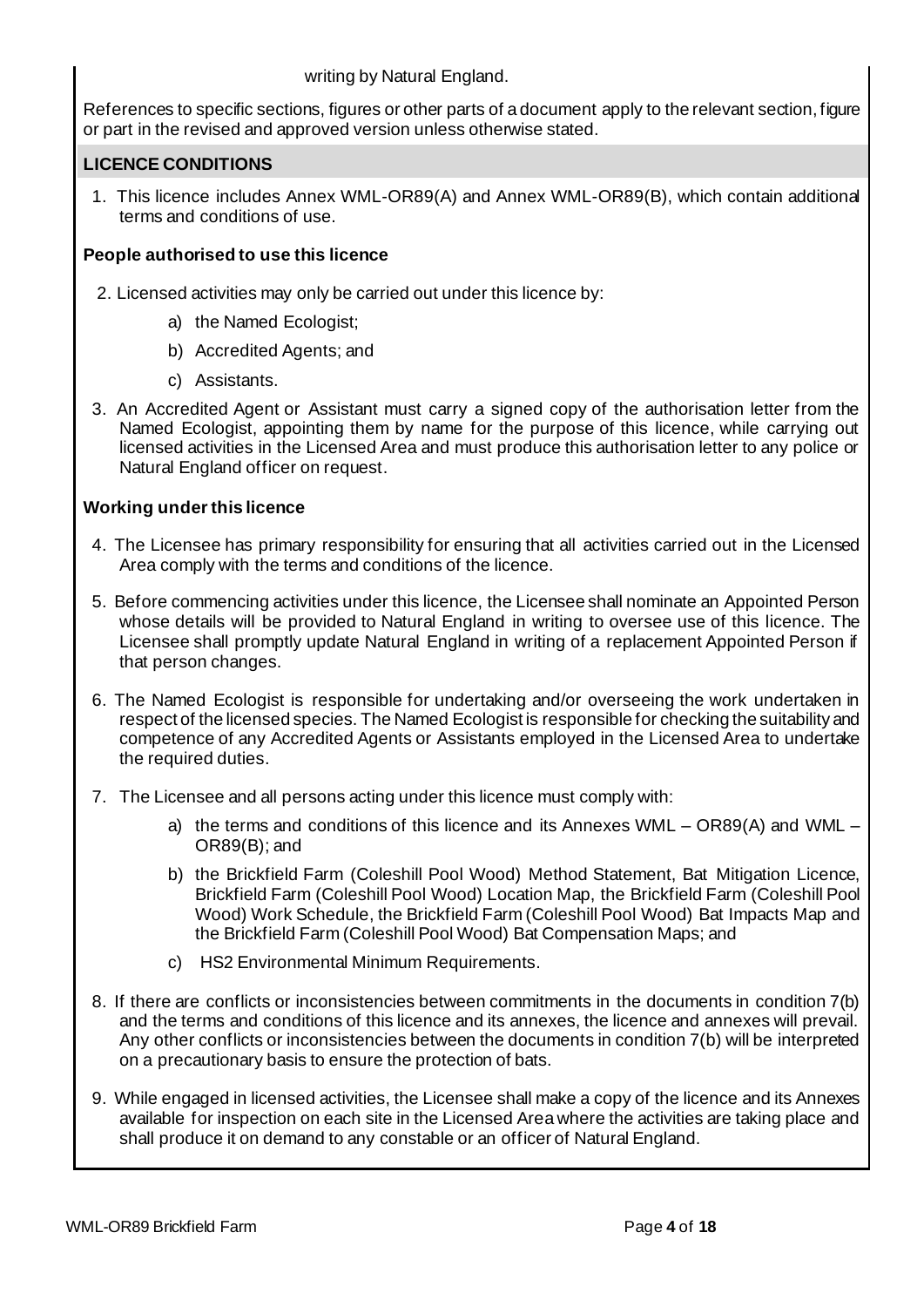writing by Natural England.

References to specific sections, figures or other parts of a document apply to the relevant section, figure or part in the revised and approved version unless otherwise stated.

## LICENCE CONDITIONS

1. This licence includes Annex WML-OR89(A) and Annex WML-OR89(B), which contain additional terms and conditions of use.

### People authorised to use this licence

2. Licensed activities may only be carried out under this licence by:
   a) the Named Ecologist;
   b) Accredited Agents; and
   c) Assistants.
3. An Accredited Agent or Assistant must carry a signed copy of the authorisation letter from the Named Ecologist, appointing them by name for the purpose of this licence, while carrying out licensed activities in the Licensed Area and must produce this authorisation letter to any police or Natural England officer on request.

### Working under this licence

4. The Licensee has primary responsibility for ensuring that all activities carried out in the Licensed Area comply with the terms and conditions of the licence.
5. Before commencing activities under this licence, the Licensee shall nominate an Appointed Person whose details will be provided to Natural England in writing to oversee use of this licence. The Licensee shall promptly update Natural England in writing of a replacement Appointed Person if that person changes.
6. The Named Ecologist is responsible for undertaking and/or overseeing the work undertaken in respect of the licensed species. The Named Ecologist is responsible for checking the suitability and competence of any Accredited Agents or Assistants employed in the Licensed Area to undertake the required duties.
7. The Licensee and all persons acting under this licence must comply with:
   a) the terms and conditions of this licence and its Annexes WML – OR89(A) and WML – OR89(B); and
   b) the Brickfield Farm (Coleshill Pool Wood) Method Statement, Bat Mitigation Licence, Brickfield Farm (Coleshill Pool Wood) Location Map, the Brickfield Farm (Coleshill Pool Wood) Work Schedule, the Brickfield Farm (Coleshill Pool Wood) Bat Impacts Map and the Brickfield Farm (Coleshill Pool Wood) Bat Compensation Maps; and
   c) HS2 Environmental Minimum Requirements.
8. If there are conflicts or inconsistencies between commitments in the documents in condition 7(b) and the terms and conditions of this licence and its annexes, the licence and annexes will prevail. Any other conflicts or inconsistencies between the documents in condition 7(b) will be interpreted on a precautionary basis to ensure the protection of bats.
9. While engaged in licensed activities, the Licensee shall make a copy of the licence and its Annexes available for inspection on each site in the Licensed Area where the activities are taking place and shall produce it on demand to any constable or an officer of Natural England.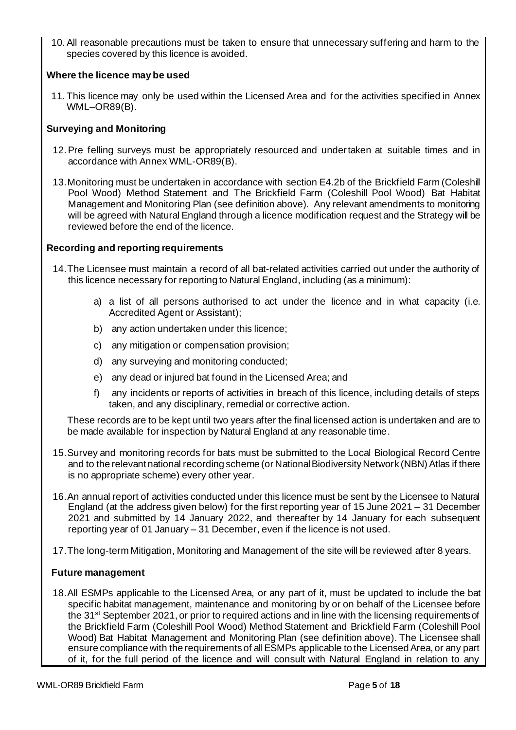10. All reasonable precautions must be taken to ensure that unnecessary suffering and harm to the species covered by this licence is avoided.

**Where the licence may be used**

11. This licence may only be used within the Licensed Area and for the activities specified in Annex WML–OR89(B).

**Surveying and Monitoring**

12. Pre felling surveys must be appropriately resourced and undertaken at suitable times and in accordance with Annex WML-OR89(B).

13. Monitoring must be undertaken in accordance with section E4.2b of the Brickfield Farm (Coleshill Pool Wood) Method Statement and The Brickfield Farm (Coleshill Pool Wood) Bat Habitat Management and Monitoring Plan (see definition above). Any relevant amendments to monitoring will be agreed with Natural England through a licence modification request and the Strategy will be reviewed before the end of the licence.

**Recording and reporting requirements**

14. The Licensee must maintain a record of all bat-related activities carried out under the authority of this licence necessary for reporting to Natural England, including (as a minimum):

    a) a list of all persons authorised to act under the licence and in what capacity (i.e. Accredited Agent or Assistant);

    b) any action undertaken under this licence;

    c) any mitigation or compensation provision;

    d) any surveying and monitoring conducted;

    e) any dead or injured bat found in the Licensed Area; and

    f) any incidents or reports of activities in breach of this licence, including details of steps taken, and any disciplinary, remedial or corrective action.

    These records are to be kept until two years after the final licensed action is undertaken and are to be made available for inspection by Natural England at any reasonable time.

15. Survey and monitoring records for bats must be submitted to the Local Biological Record Centre and to the relevant national recording scheme (or National Biodiversity Network (NBN) Atlas if there is no appropriate scheme) every other year.

16. An annual report of activities conducted under this licence must be sent by the Licensee to Natural England (at the address given below) for the first reporting year of 15 June 2021 – 31 December 2021 and submitted by 14 January 2022, and thereafter by 14 January for each subsequent reporting year of 01 January – 31 December, even if the licence is not used.

17. The long-term Mitigation, Monitoring and Management of the site will be reviewed after 8 years.

**Future management**

18. All ESMPs applicable to the Licensed Area, or any part of it, must be updated to include the bat specific habitat management, maintenance and monitoring by or on behalf of the Licensee before the 31st September 2021, or prior to required actions and in line with the licensing requirements of the Brickfield Farm (Coleshill Pool Wood) Method Statement and Brickfield Farm (Coleshill Pool Wood) Bat Habitat Management and Monitoring Plan (see definition above). The Licensee shall ensure compliance with the requirements of all ESMPs applicable to the Licensed Area, or any part of it, for the full period of the licence and will consult with Natural England in relation to any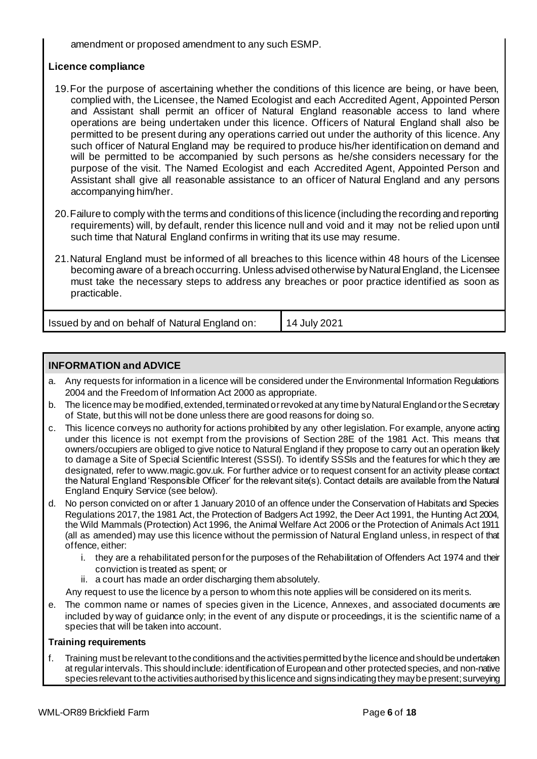amendment or proposed amendment to any such ESMP.

**Licence compliance**

19. For the purpose of ascertaining whether the conditions of this licence are being, or have been, complied with, the Licensee, the Named Ecologist and each Accredited Agent, Appointed Person and Assistant shall permit an officer of Natural England reasonable access to land where operations are being undertaken under this licence. Officers of Natural England shall also be permitted to be present during any operations carried out under the authority of this licence. Any such officer of Natural England may be required to produce his/her identification on demand and will be permitted to be accompanied by such persons as he/she considers necessary for the purpose of the visit. The Named Ecologist and each Accredited Agent, Appointed Person and Assistant shall give all reasonable assistance to an officer of Natural England and any persons accompanying him/her.

20. Failure to comply with the terms and conditions of this licence (including the recording and reporting requirements) will, by default, render this licence null and void and it may not be relied upon until such time that Natural England confirms in writing that its use may resume.

21. Natural England must be informed of all breaches to this licence within 48 hours of the Licensee becoming aware of a breach occurring. Unless advised otherwise by Natural England, the Licensee must take the necessary steps to address any breaches or poor practice identified as soon as practicable.

| Issued by and on behalf of Natural England on: | 14 July 2021 |
|---|---|

**INFORMATION and ADVICE**

a. Any requests for information in a licence will be considered under the Environmental Information Regulations 2004 and the Freedom of Information Act 2000 as appropriate.

b. The licence may be modified, extended, terminated or revoked at any time by Natural England or the Secretary of State, but this will not be done unless there are good reasons for doing so.

c. This licence conveys no authority for actions prohibited by any other legislation. For example, anyone acting under this licence is not exempt from the provisions of Section 28E of the 1981 Act. This means that owners/occupiers are obliged to give notice to Natural England if they propose to carry out an operation likely to damage a Site of Special Scientific Interest (SSSI). To identify SSSIs and the features for which they are designated, refer to www.magic.gov.uk. For further advice or to request consent for an activity please contact the Natural England 'Responsible Officer' for the relevant site(s). Contact details are available from the Natural England Enquiry Service (see below).

d. No person convicted on or after 1 January 2010 of an offence under the Conservation of Habitats and Species Regulations 2017, the 1981 Act, the Protection of Badgers Act 1992, the Deer Act 1991, the Hunting Act 2004, the Wild Mammals (Protection) Act 1996, the Animal Welfare Act 2006 or the Protection of Animals Act 1911 (all as amended) may use this licence without the permission of Natural England unless, in respect of that offence, either:
   i. they are a rehabilitated person for the purposes of the Rehabilitation of Offenders Act 1974 and their conviction is treated as spent; or
   ii. a court has made an order discharging them absolutely.

   Any request to use the licence by a person to whom this note applies will be considered on its merits.

e. The common name or names of species given in the Licence, Annexes, and associated documents are included by way of guidance only; in the event of any dispute or proceedings, it is the scientific name of a species that will be taken into account.

**Training requirements**

f. Training must be relevant to the conditions and the activities permitted by the licence and should be undertaken at regular intervals. This should include: identification of European and other protected species, and non-native species relevant to the activities authorised by this licence and signs indicating they may be present; surveying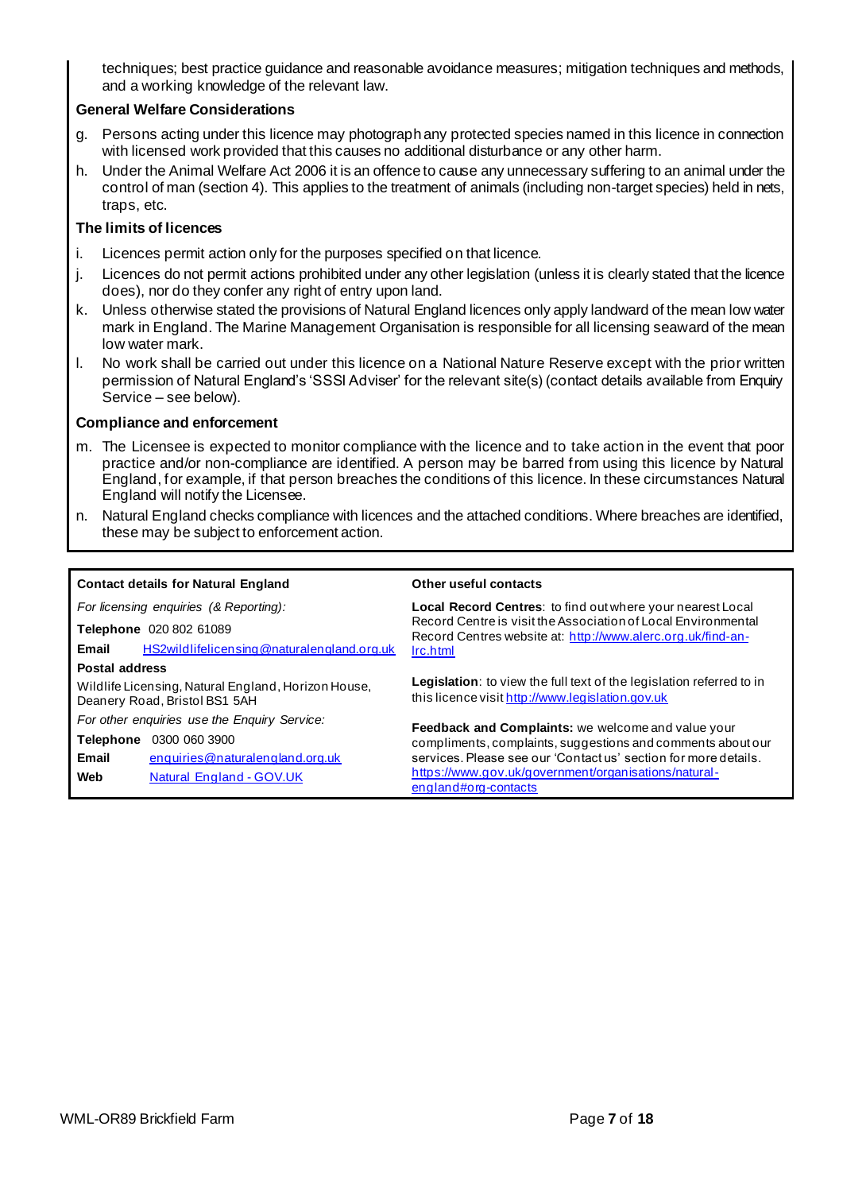techniques; best practice guidance and reasonable avoidance measures; mitigation techniques and methods, and a working knowledge of the relevant law.

**General Welfare Considerations**

g. Persons acting under this licence may photograph any protected species named in this licence in connection with licensed work provided that this causes no additional disturbance or any other harm.

h. Under the Animal Welfare Act 2006 it is an offence to cause any unnecessary suffering to an animal under the control of man (section 4). This applies to the treatment of animals (including non-target species) held in nets, traps, etc.

**The limits of licences**

i. Licences permit action only for the purposes specified on that licence.

j. Licences do not permit actions prohibited under any other legislation (unless it is clearly stated that the licence does), nor do they confer any right of entry upon land.

k. Unless otherwise stated the provisions of Natural England licences only apply landward of the mean low water mark in England. The Marine Management Organisation is responsible for all licensing seaward of the mean low water mark.

l. No work shall be carried out under this licence on a National Nature Reserve except with the prior written permission of Natural England's 'SSSI Adviser' for the relevant site(s) (contact details available from Enquiry Service – see below).

**Compliance and enforcement**

m. The Licensee is expected to monitor compliance with the licence and to take action in the event that poor practice and/or non-compliance are identified. A person may be barred from using this licence by Natural England, for example, if that person breaches the conditions of this licence. In these circumstances Natural England will notify the Licensee.

n. Natural England checks compliance with licences and the attached conditions. Where breaches are identified, these may be subject to enforcement action.

**Contact details for Natural England**

*For licensing enquiries (& Reporting):*

**Telephone** 020 802 61089

**Email** HS2wildlifelicensing@naturalengland.org.uk

**Postal address**

Wildlife Licensing, Natural England, Horizon House, Deanery Road, Bristol BS1 5AH

*For other enquiries use the Enquiry Service:*

**Telephone** 0300 060 3900

**Email** enquiries@naturalengland.org.uk

**Web** Natural England - GOV.UK

**Other useful contacts**

**Local Record Centres**: to find out where your nearest Local Record Centre is visit the Association of Local Environmental Record Centres website at: http://www.alerc.org.uk/find-an-lrc.html

**Legislation**: to view the full text of the legislation referred to in this licence visit http://www.legislation.gov.uk

**Feedback and Complaints:** we welcome and value your compliments, complaints, suggestions and comments about our services. Please see our 'Contact us' section for more details. https://www.gov.uk/government/organisations/natural-england#org-contacts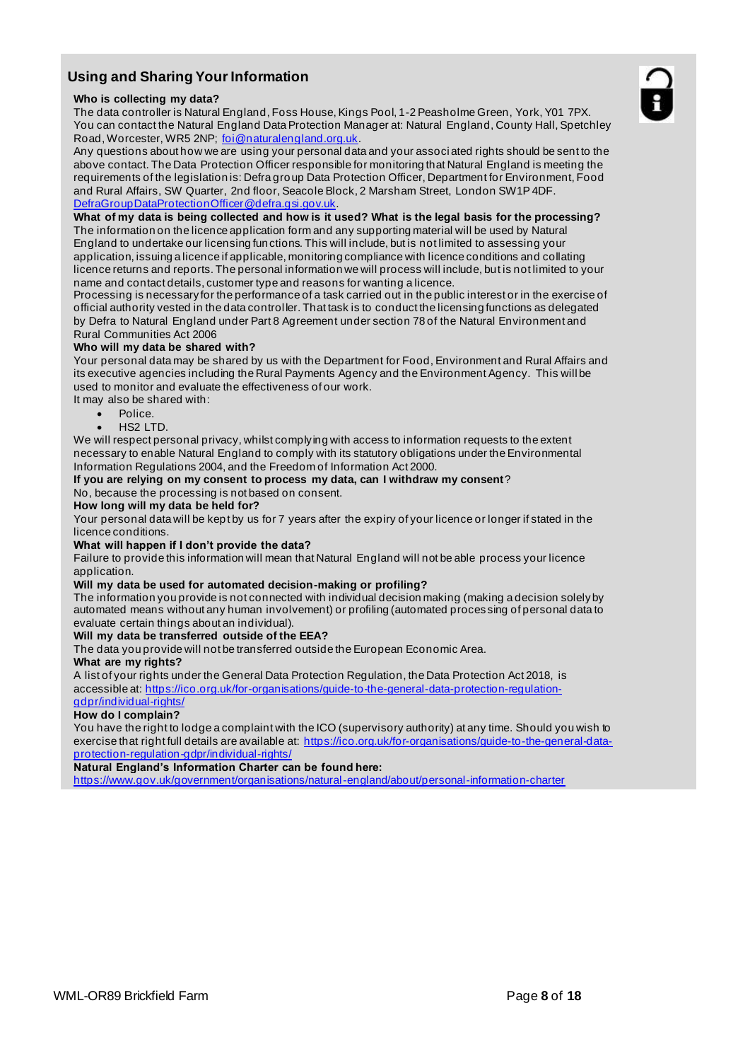## Using and Sharing Your Information

**Who is collecting my data?**

The data controller is Natural England, Foss House, Kings Pool, 1-2 Peasholme Green, York, Y01 7PX. You can contact the Natural England Data Protection Manager at: Natural England, County Hall, Spetchley Road, Worcester, WR5 2NP; foi@naturalengland.org.uk.

Any questions about how we are using your personal data and your associated rights should be sent to the above contact. The Data Protection Officer responsible for monitoring that Natural England is meeting the requirements of the legislation is: Defra group Data Protection Officer, Department for Environment, Food and Rural Affairs, SW Quarter, 2nd floor, Seacole Block, 2 Marsham Street, London SW1P 4DF. DefraGroupDataProtectionOfficer@defra.gsi.gov.uk.

**What of my data is being collected and how is it used? What is the legal basis for the processing?**

The information on the licence application form and any supporting material will be used by Natural England to undertake our licensing functions. This will include, but is not limited to assessing your application, issuing a licence if applicable, monitoring compliance with licence conditions and collating licence returns and reports. The personal information we will process will include, but is not limited to your name and contact details, customer type and reasons for wanting a licence.

Processing is necessary for the performance of a task carried out in the public interest or in the exercise of official authority vested in the data controller. That task is to conduct the licensing functions as delegated by Defra to Natural England under Part 8 Agreement under section 78 of the Natural Environment and Rural Communities Act 2006

**Who will my data be shared with?**

Your personal data may be shared by us with the Department for Food, Environment and Rural Affairs and its executive agencies including the Rural Payments Agency and the Environment Agency. This will be used to monitor and evaluate the effectiveness of our work.

It may also be shared with:

- Police.
- HS2 LTD.

We will respect personal privacy, whilst complying with access to information requests to the extent necessary to enable Natural England to comply with its statutory obligations under the Environmental Information Regulations 2004, and the Freedom of Information Act 2000.

**If you are relying on my consent to process my data, can I withdraw my consent?**

No, because the processing is not based on consent.

**How long will my data be held for?**

Your personal data will be kept by us for 7 years after the expiry of your licence or longer if stated in the licence conditions.

**What will happen if I don't provide the data?**

Failure to provide this information will mean that Natural England will not be able process your licence application.

**Will my data be used for automated decision-making or profiling?**

The information you provide is not connected with individual decision making (making a decision solely by automated means without any human involvement) or profiling (automated processing of personal data to evaluate certain things about an individual).

**Will my data be transferred outside of the EEA?**

The data you provide will not be transferred outside the European Economic Area.

**What are my rights?**

A list of your rights under the General Data Protection Regulation, the Data Protection Act 2018, is accessible at: https://ico.org.uk/for-organisations/guide-to-the-general-data-protection-regulation-gdpr/individual-rights/

**How do I complain?**

You have the right to lodge a complaint with the ICO (supervisory authority) at any time. Should you wish to exercise that right full details are available at: https://ico.org.uk/for-organisations/guide-to-the-general-data-protection-regulation-gdpr/individual-rights/

**Natural England's Information Charter can be found here:**

https://www.gov.uk/government/organisations/natural-england/about/personal-information-charter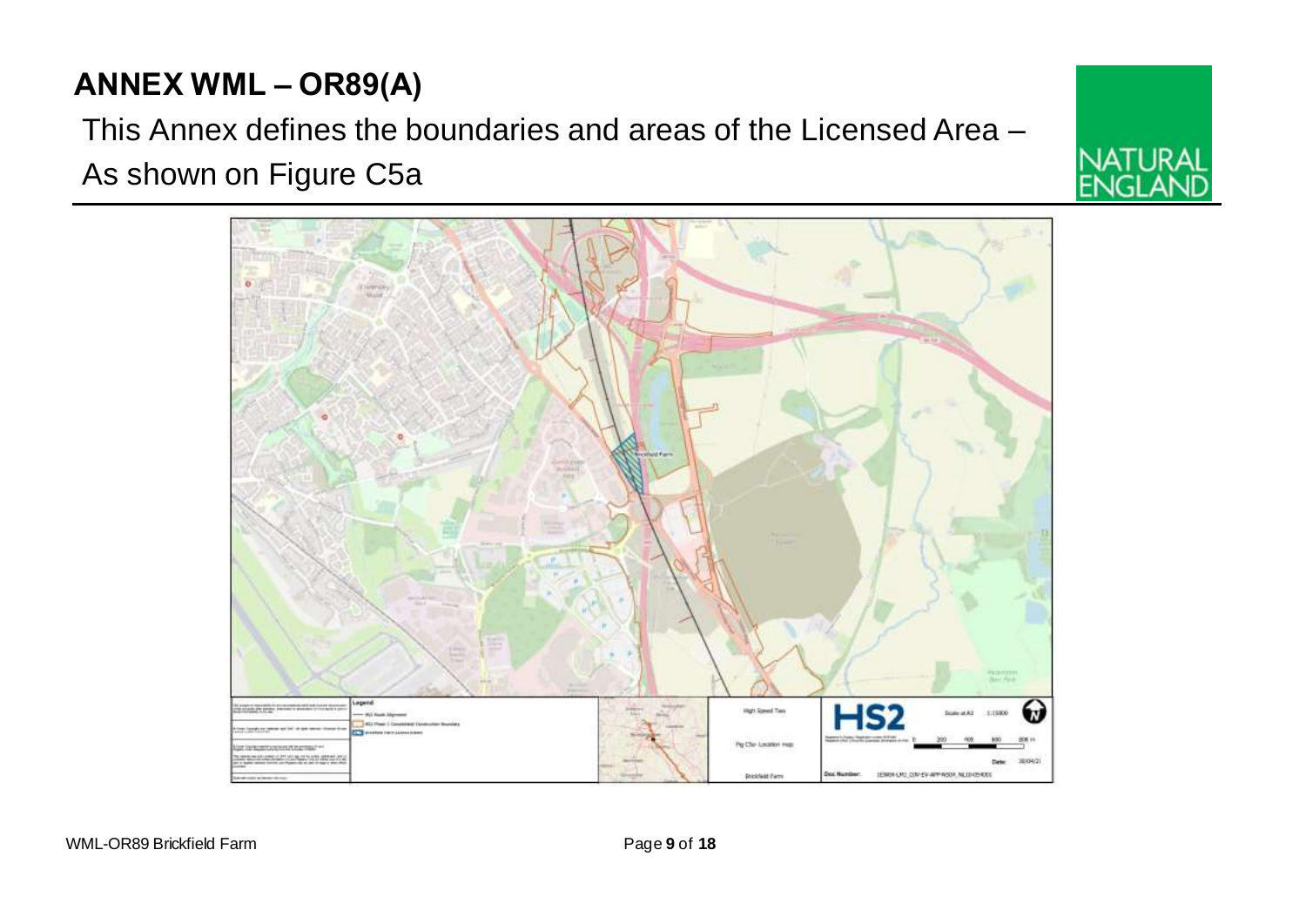# ANNEX WML – OR89(A)

This Annex defines the boundaries and areas of the Licensed Area –
As shown on Figure C5a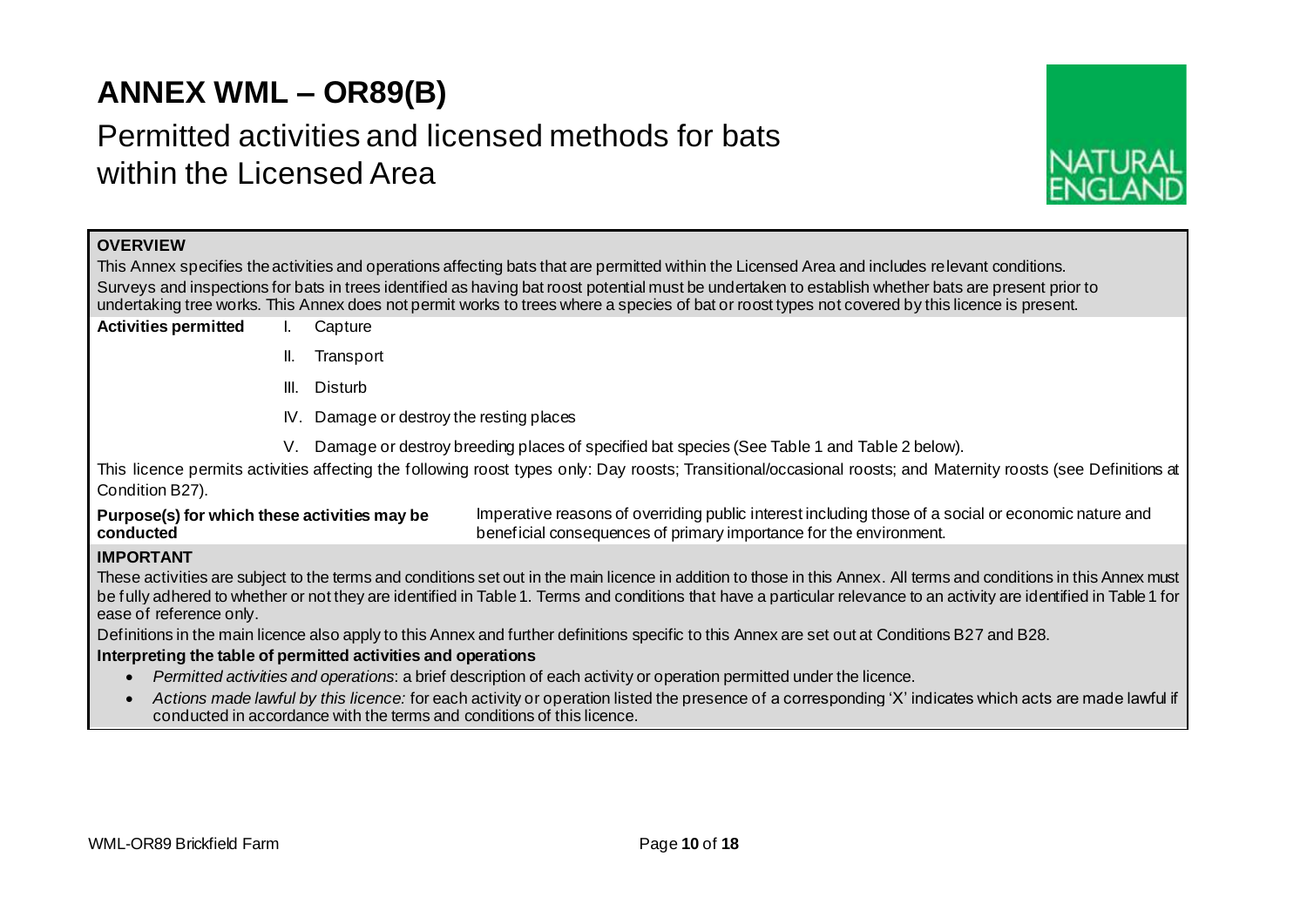# ANNEX WML – OR89(B)

## Permitted activities and licensed methods for bats within the Licensed Area

**OVERVIEW**

This Annex specifies the activities and operations affecting bats that are permitted within the Licensed Area and includes relevant conditions.

Surveys and inspections for bats in trees identified as having bat roost potential must be undertaken to establish whether bats are present prior to undertaking tree works. This Annex does not permit works to trees where a species of bat or roost types not covered by this licence is present.

**Activities permitted**

I. Capture
II. Transport
III. Disturb
IV. Damage or destroy the resting places
V. Damage or destroy breeding places of specified bat species (See Table 1 and Table 2 below).

This licence permits activities affecting the following roost types only: Day roosts; Transitional/occasional roosts; and Maternity roosts (see Definitions at Condition B27).

**Purpose(s) for which these activities may be conducted** Imperative reasons of overriding public interest including those of a social or economic nature and beneficial consequences of primary importance for the environment.

**IMPORTANT**

These activities are subject to the terms and conditions set out in the main licence in addition to those in this Annex. All terms and conditions in this Annex must be fully adhered to whether or not they are identified in Table 1. Terms and conditions that have a particular relevance to an activity are identified in Table 1 for ease of reference only.

Definitions in the main licence also apply to this Annex and further definitions specific to this Annex are set out at Conditions B27 and B28.

**Interpreting the table of permitted activities and operations**

- *Permitted activities and operations*: a brief description of each activity or operation permitted under the licence.
- *Actions made lawful by this licence:* for each activity or operation listed the presence of a corresponding 'X' indicates which acts are made lawful if conducted in accordance with the terms and conditions of this licence.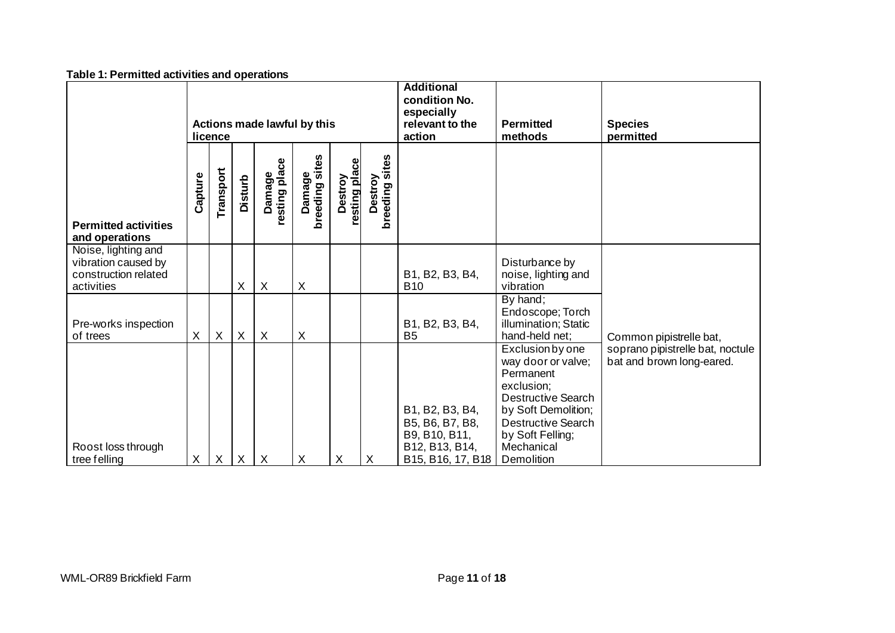**Table 1: Permitted activities and operations**

| Permitted activities and operations | Actions made lawful by this licence | | | | | | | Additional condition No. especially relevant to the action | Permitted methods | Species permitted |
|---|---|---|---|---|---|---|---|---|---|---|
| | Capture | Transport | Disturb | Damage resting place | Damage breeding sites | Destroy resting place | Destroy breeding sites | | | |
| Noise, lighting and vibration caused by construction related activities | | | X | X | X | | | B1, B2, B3, B4, B10 | Disturbance by noise, lighting and vibration | Common pipistrelle bat, soprano pipistrelle bat, noctule bat and brown long-eared. |
| Pre-works inspection of trees | X | X | X | X | X | | | B1, B2, B3, B4, B5 | By hand; Endoscope; Torch illumination; Static hand-held net; | |
| Roost loss through tree felling | X | X | X | X | X | X | X | B1, B2, B3, B4, B5, B6, B7, B8, B9, B10, B11, B12, B13, B14, B15, B16, 17, B18 | Exclusion by one way door or valve; Permanent exclusion; Destructive Search by Soft Demolition; Destructive Search by Soft Felling; Mechanical Demolition | |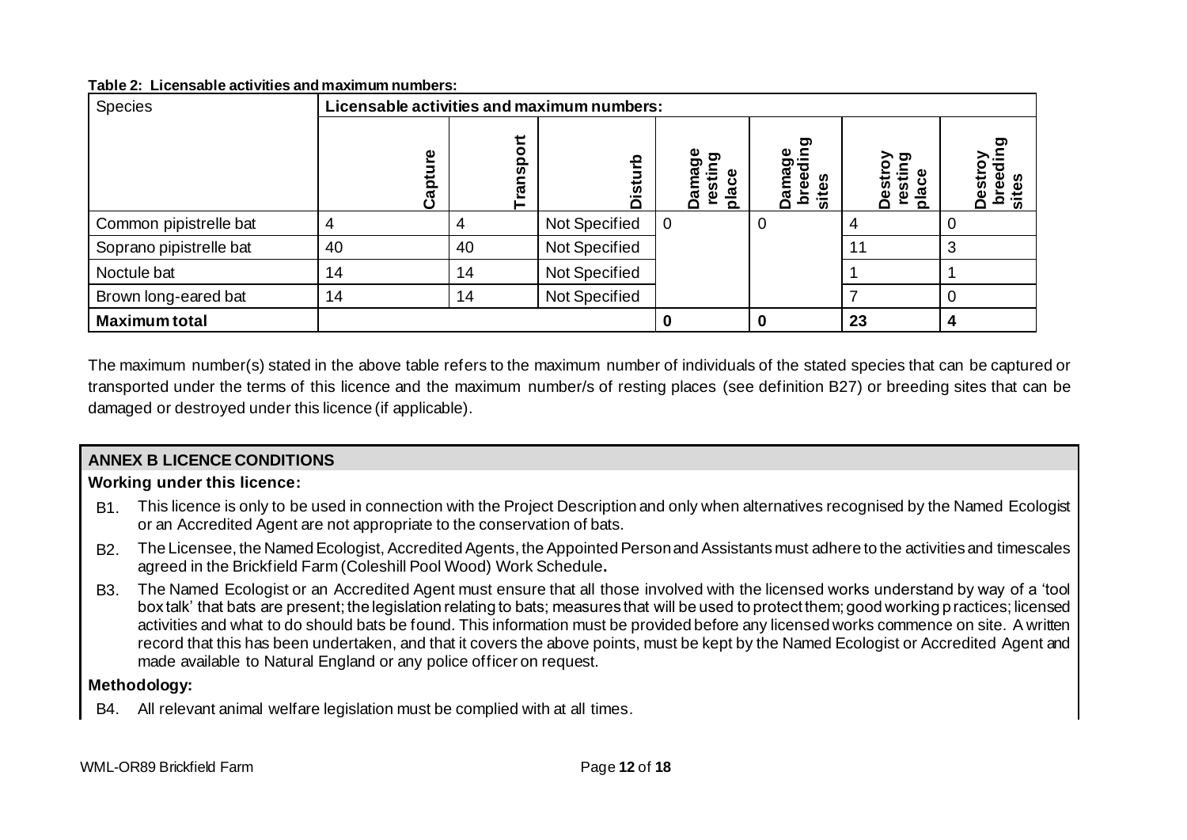**Table 2: Licensable activities and maximum numbers:**

| Species | Licensable activities and maximum numbers: | | | | | | |
|---|---|---|---|---|---|---|---|
| | Capture | Transport | Disturb | Damage resting place | Damage breeding sites | Destroy resting place | Destroy breeding sites |
| Common pipistrelle bat | 4 | 4 | Not Specified | 0 | 0 | 4 | 0 |
| Soprano pipistrelle bat | 40 | 40 | Not Specified | | | 11 | 3 |
| Noctule bat | 14 | 14 | Not Specified | | | 1 | 1 |
| Brown long-eared bat | 14 | 14 | Not Specified | | | 7 | 0 |
| **Maximum total** | | | | **0** | **0** | **23** | **4** |

The maximum number(s) stated in the above table refers to the maximum number of individuals of the stated species that can be captured or transported under the terms of this licence and the maximum number/s of resting places (see definition B27) or breeding sites that can be damaged or destroyed under this licence (if applicable).

## ANNEX B LICENCE CONDITIONS

**Working under this licence:**

B1. This licence is only to be used in connection with the Project Description and only when alternatives recognised by the Named Ecologist or an Accredited Agent are not appropriate to the conservation of bats.

B2. The Licensee, the Named Ecologist, Accredited Agents, the Appointed Person and Assistants must adhere to the activities and timescales agreed in the Brickfield Farm (Coleshill Pool Wood) Work Schedule**.**

B3. The Named Ecologist or an Accredited Agent must ensure that all those involved with the licensed works understand by way of a 'tool box talk' that bats are present; the legislation relating to bats; measures that will be used to protect them; good working practices; licensed activities and what to do should bats be found. This information must be provided before any licensed works commence on site. A written record that this has been undertaken, and that it covers the above points, must be kept by the Named Ecologist or Accredited Agent and made available to Natural England or any police officer on request.

**Methodology:**

B4. All relevant animal welfare legislation must be complied with at all times.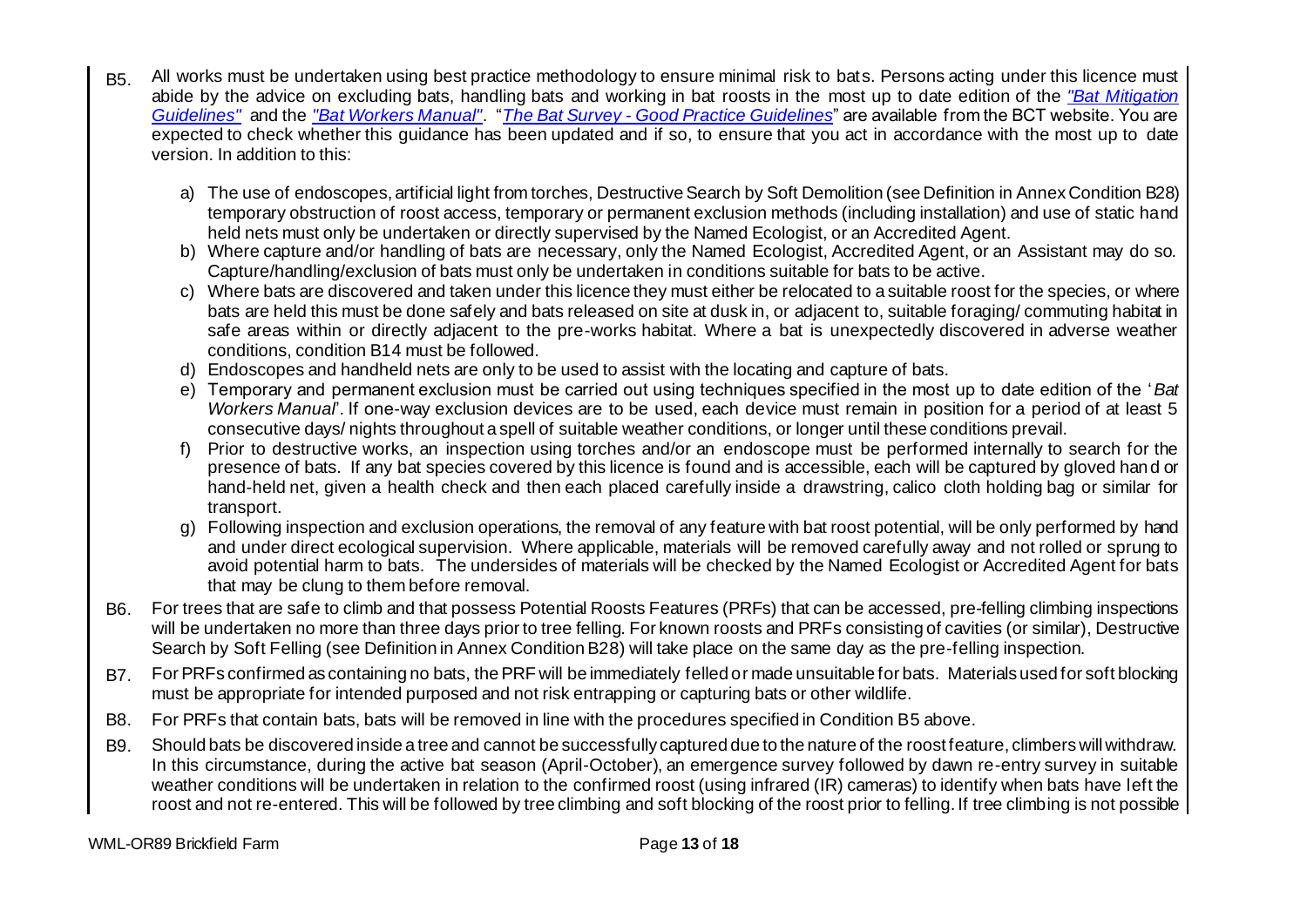B5. All works must be undertaken using best practice methodology to ensure minimal risk to bats. Persons acting under this licence must abide by the advice on excluding bats, handling bats and working in bat roosts in the most up to date edition of the *"Bat Mitigation Guidelines"* and the *"Bat Workers Manual"*. "*The Bat Survey - Good Practice Guidelines*" are available from the BCT website. You are expected to check whether this guidance has been updated and if so, to ensure that you act in accordance with the most up to date version. In addition to this:

a) The use of endoscopes, artificial light from torches, Destructive Search by Soft Demolition (see Definition in Annex Condition B28) temporary obstruction of roost access, temporary or permanent exclusion methods (including installation) and use of static hand held nets must only be undertaken or directly supervised by the Named Ecologist, or an Accredited Agent.

b) Where capture and/or handling of bats are necessary, only the Named Ecologist, Accredited Agent, or an Assistant may do so. Capture/handling/exclusion of bats must only be undertaken in conditions suitable for bats to be active.

c) Where bats are discovered and taken under this licence they must either be relocated to a suitable roost for the species, or where bats are held this must be done safely and bats released on site at dusk in, or adjacent to, suitable foraging/ commuting habitat in safe areas within or directly adjacent to the pre-works habitat. Where a bat is unexpectedly discovered in adverse weather conditions, condition B14 must be followed.

d) Endoscopes and handheld nets are only to be used to assist with the locating and capture of bats.

e) Temporary and permanent exclusion must be carried out using techniques specified in the most up to date edition of the '*Bat Workers Manual*'. If one-way exclusion devices are to be used, each device must remain in position for a period of at least 5 consecutive days/ nights throughout a spell of suitable weather conditions, or longer until these conditions prevail.

f) Prior to destructive works, an inspection using torches and/or an endoscope must be performed internally to search for the presence of bats. If any bat species covered by this licence is found and is accessible, each will be captured by gloved hand or hand-held net, given a health check and then each placed carefully inside a drawstring, calico cloth holding bag or similar for transport.

g) Following inspection and exclusion operations, the removal of any feature with bat roost potential, will be only performed by hand and under direct ecological supervision. Where applicable, materials will be removed carefully away and not rolled or sprung to avoid potential harm to bats. The undersides of materials will be checked by the Named Ecologist or Accredited Agent for bats that may be clung to them before removal.

B6. For trees that are safe to climb and that possess Potential Roosts Features (PRFs) that can be accessed, pre-felling climbing inspections will be undertaken no more than three days prior to tree felling. For known roosts and PRFs consisting of cavities (or similar), Destructive Search by Soft Felling (see Definition in Annex Condition B28) will take place on the same day as the pre-felling inspection.

B7. For PRFs confirmed as containing no bats, the PRF will be immediately felled or made unsuitable for bats. Materials used for soft blocking must be appropriate for intended purposed and not risk entrapping or capturing bats or other wildlife.

B8. For PRFs that contain bats, bats will be removed in line with the procedures specified in Condition B5 above.

B9. Should bats be discovered inside a tree and cannot be successfully captured due to the nature of the roost feature, climbers will withdraw. In this circumstance, during the active bat season (April-October), an emergence survey followed by dawn re-entry survey in suitable weather conditions will be undertaken in relation to the confirmed roost (using infrared (IR) cameras) to identify when bats have left the roost and not re-entered. This will be followed by tree climbing and soft blocking of the roost prior to felling. If tree climbing is not possible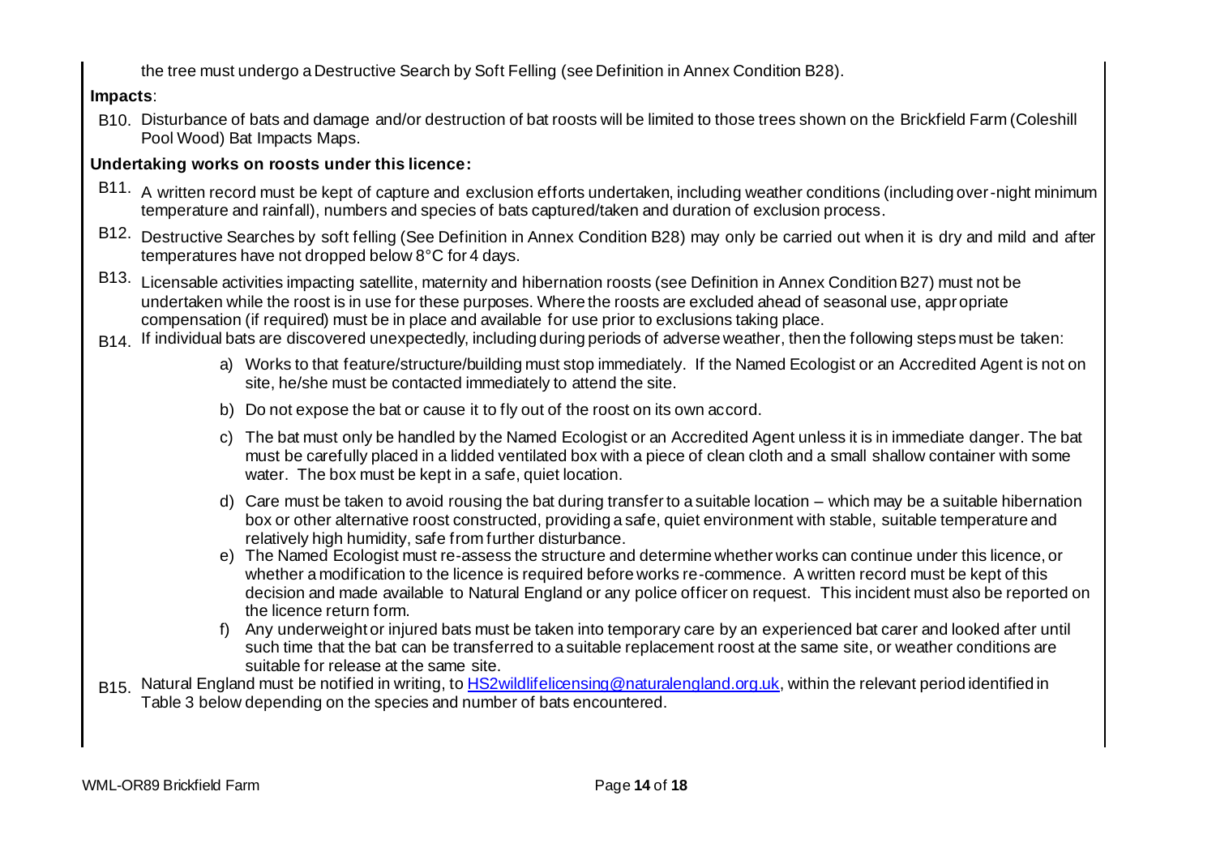the tree must undergo a Destructive Search by Soft Felling (see Definition in Annex Condition B28).

**Impacts**:

B10. Disturbance of bats and damage and/or destruction of bat roosts will be limited to those trees shown on the Brickfield Farm (Coleshill Pool Wood) Bat Impacts Maps.

**Undertaking works on roosts under this licence:**

B11. A written record must be kept of capture and exclusion efforts undertaken, including weather conditions (including over-night minimum temperature and rainfall), numbers and species of bats captured/taken and duration of exclusion process.

B12. Destructive Searches by soft felling (See Definition in Annex Condition B28) may only be carried out when it is dry and mild and after temperatures have not dropped below 8°C for 4 days.

B13. Licensable activities impacting satellite, maternity and hibernation roosts (see Definition in Annex Condition B27) must not be undertaken while the roost is in use for these purposes. Where the roosts are excluded ahead of seasonal use, appropriate compensation (if required) must be in place and available for use prior to exclusions taking place.

B14. If individual bats are discovered unexpectedly, including during periods of adverse weather, then the following steps must be taken:

a) Works to that feature/structure/building must stop immediately. If the Named Ecologist or an Accredited Agent is not on site, he/she must be contacted immediately to attend the site.

b) Do not expose the bat or cause it to fly out of the roost on its own accord.

c) The bat must only be handled by the Named Ecologist or an Accredited Agent unless it is in immediate danger. The bat must be carefully placed in a lidded ventilated box with a piece of clean cloth and a small shallow container with some water. The box must be kept in a safe, quiet location.

d) Care must be taken to avoid rousing the bat during transfer to a suitable location – which may be a suitable hibernation box or other alternative roost constructed, providing a safe, quiet environment with stable, suitable temperature and relatively high humidity, safe from further disturbance.

e) The Named Ecologist must re-assess the structure and determine whether works can continue under this licence, or whether a modification to the licence is required before works re-commence. A written record must be kept of this decision and made available to Natural England or any police officer on request. This incident must also be reported on the licence return form.

f) Any underweight or injured bats must be taken into temporary care by an experienced bat carer and looked after until such time that the bat can be transferred to a suitable replacement roost at the same site, or weather conditions are suitable for release at the same site.

B15. Natural England must be notified in writing, to HS2wildlifelicensing@naturalengland.org.uk, within the relevant period identified in Table 3 below depending on the species and number of bats encountered.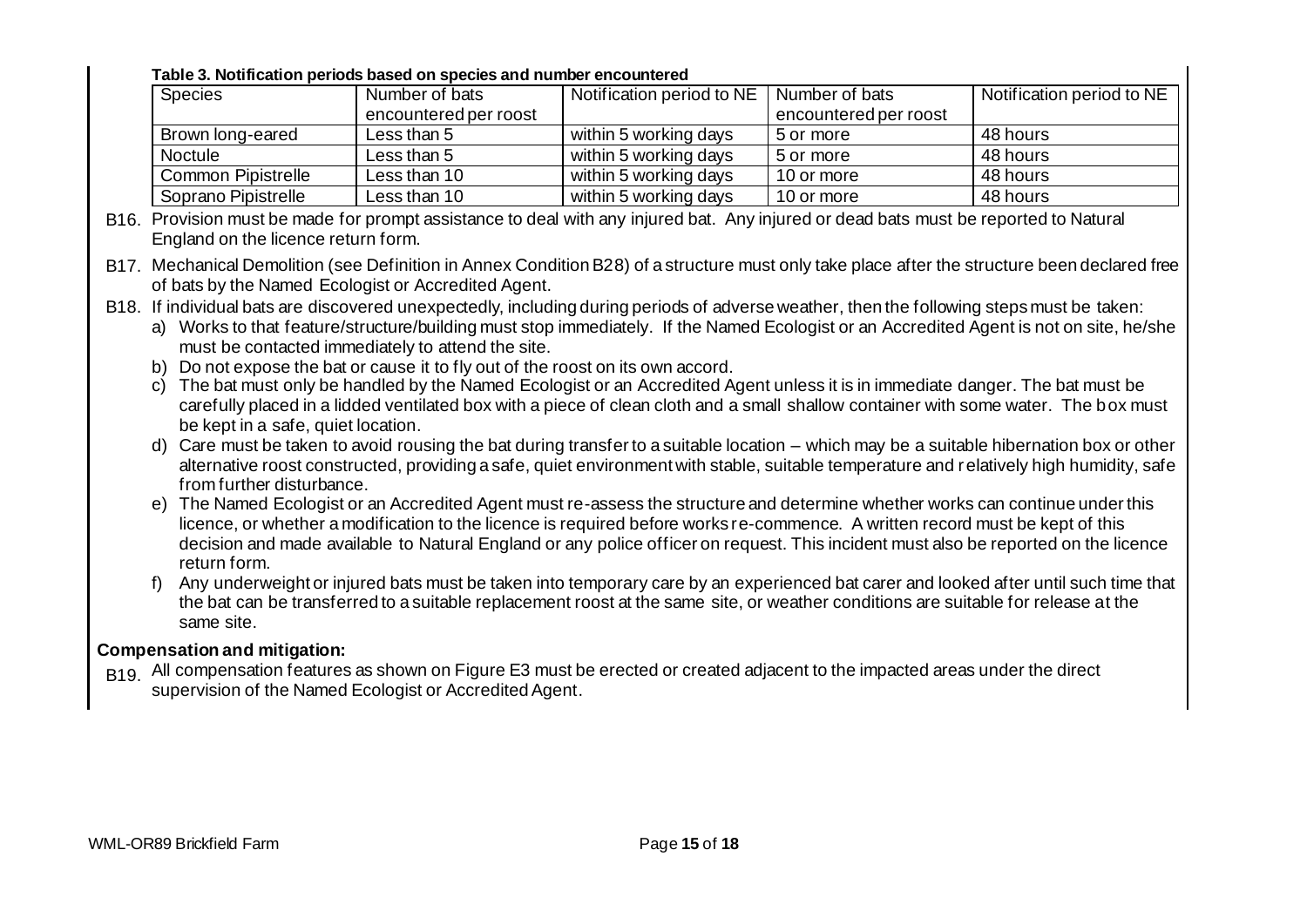**Table 3. Notification periods based on species and number encountered**

| Species | Number of bats encountered per roost | Notification period to NE | Number of bats encountered per roost | Notification period to NE |
|---|---|---|---|---|
| Brown long-eared | Less than 5 | within 5 working days | 5 or more | 48 hours |
| Noctule | Less than 5 | within 5 working days | 5 or more | 48 hours |
| Common Pipistrelle | Less than 10 | within 5 working days | 10 or more | 48 hours |
| Soprano Pipistrelle | Less than 10 | within 5 working days | 10 or more | 48 hours |

B16. Provision must be made for prompt assistance to deal with any injured bat. Any injured or dead bats must be reported to Natural England on the licence return form.

B17. Mechanical Demolition (see Definition in Annex Condition B28) of a structure must only take place after the structure been declared free of bats by the Named Ecologist or Accredited Agent.

B18. If individual bats are discovered unexpectedly, including during periods of adverse weather, then the following steps must be taken:

a) Works to that feature/structure/building must stop immediately. If the Named Ecologist or an Accredited Agent is not on site, he/she must be contacted immediately to attend the site.

b) Do not expose the bat or cause it to fly out of the roost on its own accord.

c) The bat must only be handled by the Named Ecologist or an Accredited Agent unless it is in immediate danger. The bat must be carefully placed in a lidded ventilated box with a piece of clean cloth and a small shallow container with some water. The box must be kept in a safe, quiet location.

d) Care must be taken to avoid rousing the bat during transfer to a suitable location – which may be a suitable hibernation box or other alternative roost constructed, providing a safe, quiet environment with stable, suitable temperature and relatively high humidity, safe from further disturbance.

e) The Named Ecologist or an Accredited Agent must re-assess the structure and determine whether works can continue under this licence, or whether a modification to the licence is required before works re-commence. A written record must be kept of this decision and made available to Natural England or any police officer on request. This incident must also be reported on the licence return form.

f) Any underweight or injured bats must be taken into temporary care by an experienced bat carer and looked after until such time that the bat can be transferred to a suitable replacement roost at the same site, or weather conditions are suitable for release at the same site.

**Compensation and mitigation:**

B19. All compensation features as shown on Figure E3 must be erected or created adjacent to the impacted areas under the direct supervision of the Named Ecologist or Accredited Agent.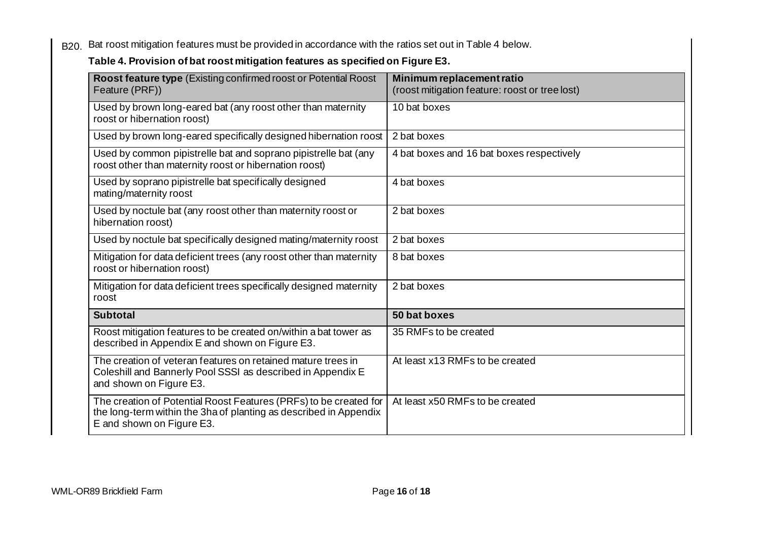B20. Bat roost mitigation features must be provided in accordance with the ratios set out in Table 4 below.

**Table 4. Provision of bat roost mitigation features as specified on Figure E3.**

| **Roost feature type** (Existing confirmed roost or Potential Roost Feature (PRF)) | **Minimum replacement ratio** (roost mitigation feature: roost or tree lost) |
|---|---|
| Used by brown long-eared bat (any roost other than maternity roost or hibernation roost) | 10 bat boxes |
| Used by brown long-eared specifically designed hibernation roost | 2 bat boxes |
| Used by common pipistrelle bat and soprano pipistrelle bat (any roost other than maternity roost or hibernation roost) | 4 bat boxes and 16 bat boxes respectively |
| Used by soprano pipistrelle bat specifically designed mating/maternity roost | 4 bat boxes |
| Used by noctule bat (any roost other than maternity roost or hibernation roost) | 2 bat boxes |
| Used by noctule bat specifically designed mating/maternity roost | 2 bat boxes |
| Mitigation for data deficient trees (any roost other than maternity roost or hibernation roost) | 8 bat boxes |
| Mitigation for data deficient trees specifically designed maternity roost | 2 bat boxes |
| **Subtotal** | **50 bat boxes** |
| Roost mitigation features to be created on/within a bat tower as described in Appendix E and shown on Figure E3. | 35 RMFs to be created |
| The creation of veteran features on retained mature trees in Coleshill and Bannerly Pool SSSI as described in Appendix E and shown on Figure E3. | At least x13 RMFs to be created |
| The creation of Potential Roost Features (PRFs) to be created for the long-term within the 3ha of planting as described in Appendix E and shown on Figure E3. | At least x50 RMFs to be created |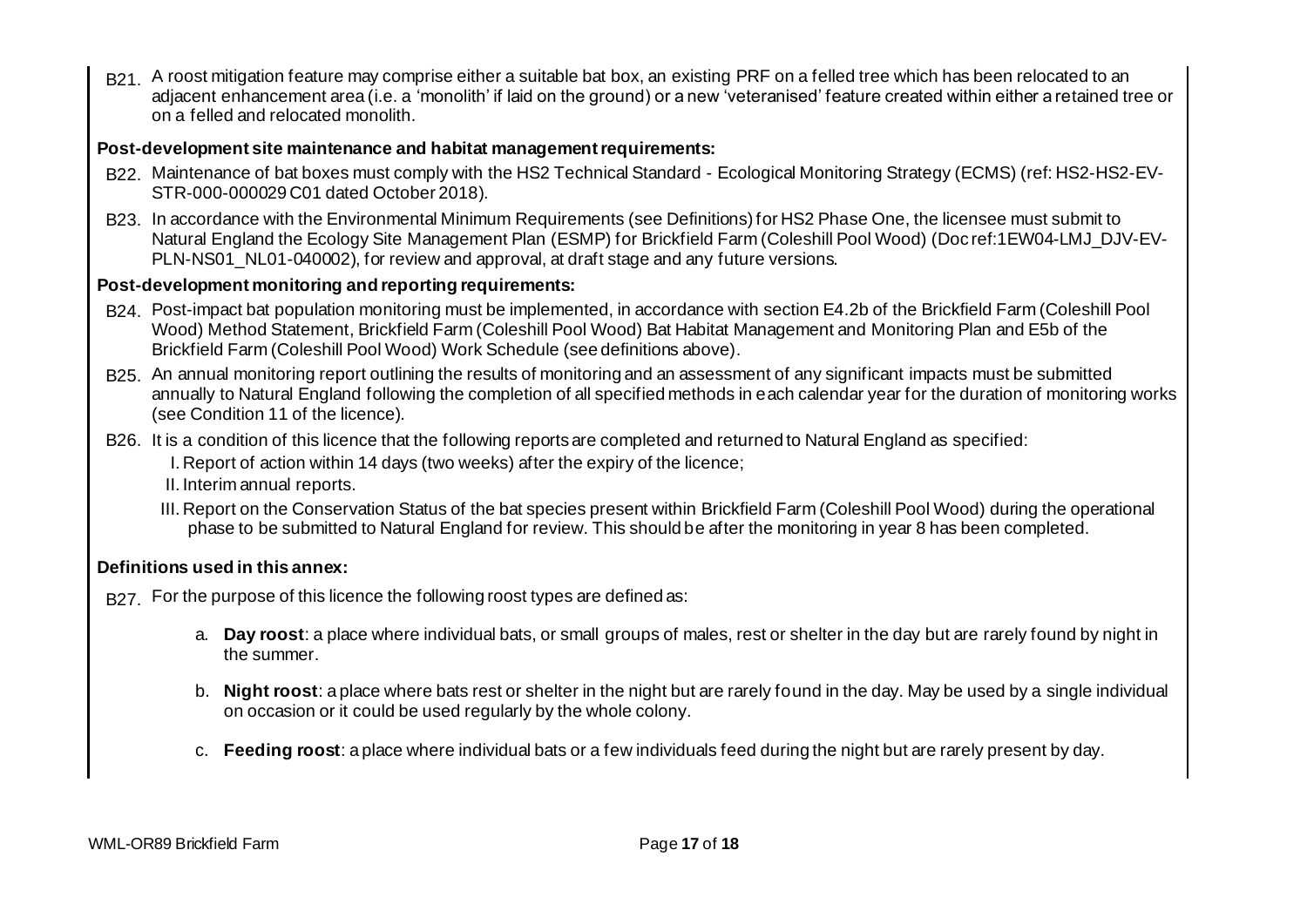B21. A roost mitigation feature may comprise either a suitable bat box, an existing PRF on a felled tree which has been relocated to an adjacent enhancement area (i.e. a 'monolith' if laid on the ground) or a new 'veteranised' feature created within either a retained tree or on a felled and relocated monolith.

**Post-development site maintenance and habitat management requirements:**

B22. Maintenance of bat boxes must comply with the HS2 Technical Standard - Ecological Monitoring Strategy (ECMS) (ref: HS2-HS2-EV-STR-000-000029 C01 dated October 2018).

B23. In accordance with the Environmental Minimum Requirements (see Definitions) for HS2 Phase One, the licensee must submit to Natural England the Ecology Site Management Plan (ESMP) for Brickfield Farm (Coleshill Pool Wood) (Doc ref:1EW04-LMJ_DJV-EV-PLN-NS01_NL01-040002), for review and approval, at draft stage and any future versions.

**Post-development monitoring and reporting requirements:**

B24. Post-impact bat population monitoring must be implemented, in accordance with section E4.2b of the Brickfield Farm (Coleshill Pool Wood) Method Statement, Brickfield Farm (Coleshill Pool Wood) Bat Habitat Management and Monitoring Plan and E5b of the Brickfield Farm (Coleshill Pool Wood) Work Schedule (see definitions above).

B25. An annual monitoring report outlining the results of monitoring and an assessment of any significant impacts must be submitted annually to Natural England following the completion of all specified methods in each calendar year for the duration of monitoring works (see Condition 11 of the licence).

B26. It is a condition of this licence that the following reports are completed and returned to Natural England as specified:

I. Report of action within 14 days (two weeks) after the expiry of the licence;

II. Interim annual reports.

III. Report on the Conservation Status of the bat species present within Brickfield Farm (Coleshill Pool Wood) during the operational phase to be submitted to Natural England for review. This should be after the monitoring in year 8 has been completed.

**Definitions used in this annex:**

B27. For the purpose of this licence the following roost types are defined as:

a. **Day roost**: a place where individual bats, or small groups of males, rest or shelter in the day but are rarely found by night in the summer.

b. **Night roost**: a place where bats rest or shelter in the night but are rarely found in the day. May be used by a single individual on occasion or it could be used regularly by the whole colony.

c. **Feeding roost**: a place where individual bats or a few individuals feed during the night but are rarely present by day.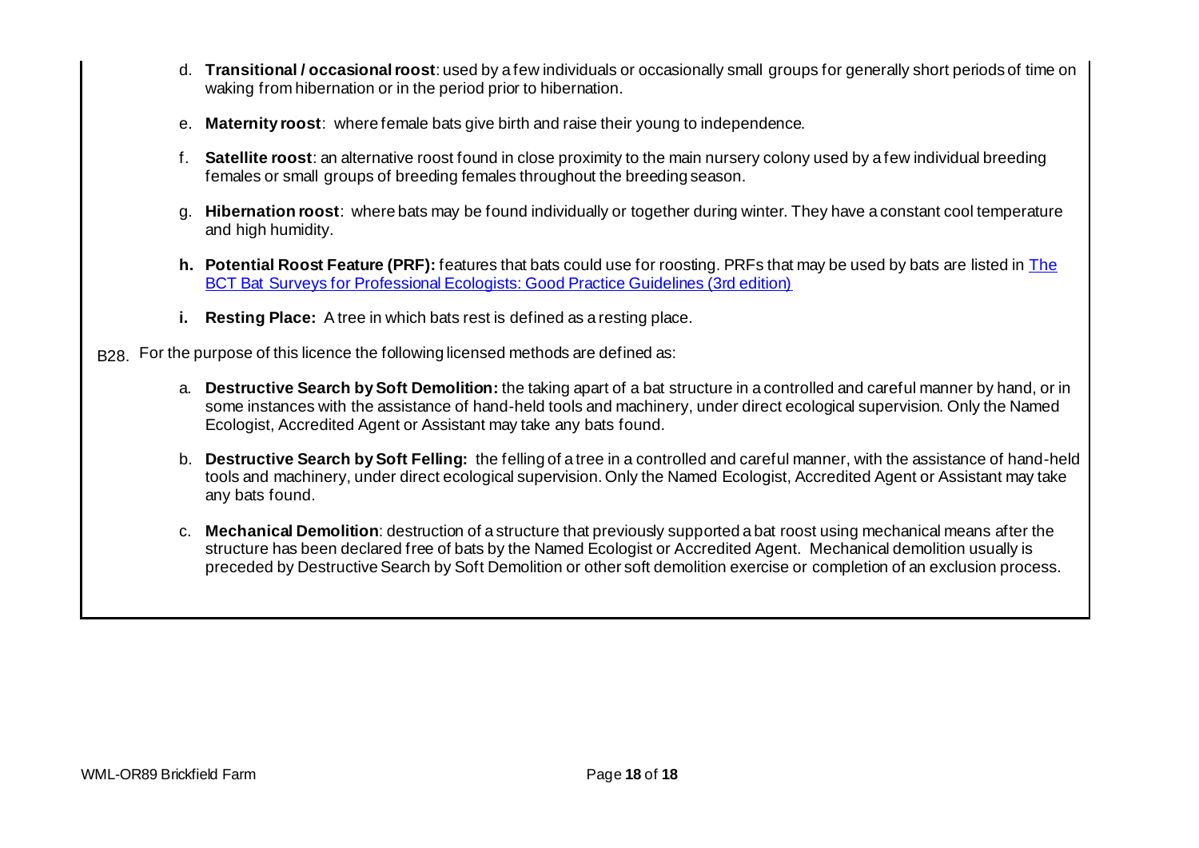d. **Transitional / occasional roost**: used by a few individuals or occasionally small groups for generally short periods of time on waking from hibernation or in the period prior to hibernation.

e. **Maternity roost**: where female bats give birth and raise their young to independence.

f. **Satellite roost**: an alternative roost found in close proximity to the main nursery colony used by a few individual breeding females or small groups of breeding females throughout the breeding season.

g. **Hibernation roost**: where bats may be found individually or together during winter. They have a constant cool temperature and high humidity.

h. **Potential Roost Feature (PRF):** features that bats could use for roosting. PRFs that may be used by bats are listed in [The BCT Bat Surveys for Professional Ecologists: Good Practice Guidelines (3rd edition)]

i. **Resting Place:** A tree in which bats rest is defined as a resting place.

B28. For the purpose of this licence the following licensed methods are defined as:

a. **Destructive Search by Soft Demolition:** the taking apart of a bat structure in a controlled and careful manner by hand, or in some instances with the assistance of hand-held tools and machinery, under direct ecological supervision. Only the Named Ecologist, Accredited Agent or Assistant may take any bats found.

b. **Destructive Search by Soft Felling:** the felling of a tree in a controlled and careful manner, with the assistance of hand-held tools and machinery, under direct ecological supervision. Only the Named Ecologist, Accredited Agent or Assistant may take any bats found.

c. **Mechanical Demolition**: destruction of a structure that previously supported a bat roost using mechanical means after the structure has been declared free of bats by the Named Ecologist or Accredited Agent. Mechanical demolition usually is preceded by Destructive Search by Soft Demolition or other soft demolition exercise or completion of an exclusion process.